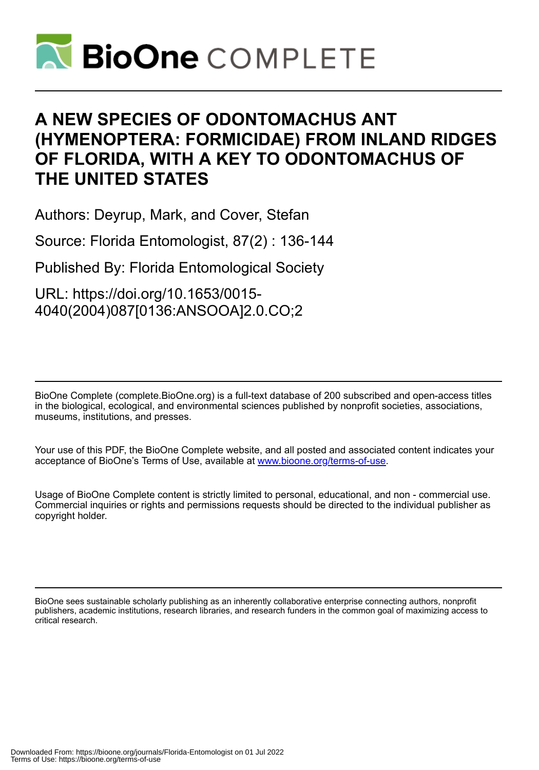# A NEW SPECIES OF ODONTOMACHUS ANT (HYMENOPTERA: FORMICIDAE) FROM INLAND RIDGES OF FLORIDA, WITH A KEY TO ODONTOMACHUS OF THE UNITED STATES

Authors: Deyrup, Mark, and Cover, Stefan

Source: Florida Entomologist, 87(2) : 136-144

Published By: Florida Entomological Society

URL: https://doi.org/10.1653/0015-4040(2004)087[0136:ANSOOA]2.0.CO;2

BioOne Complete (complete.BioOne.org) is a full-text database of 200 subscribed and open-access titles in the biological, ecological, and environmental sciences published by nonprofit societies, associations, museums, institutions, and presses.

Your use of this PDF, the BioOne Complete website, and all posted and associated content indicates your acceptance of BioOne's Terms of Use, available at www.bioone.org/terms-of-use.

Usage of BioOne Complete content is strictly limited to personal, educational, and non - commercial use. Commercial inquiries or rights and permissions requests should be directed to the individual publisher as copyright holder.

BioOne sees sustainable scholarly publishing as an inherently collaborative enterprise connecting authors, nonprofit publishers, academic institutions, research libraries, and research funders in the common goal of maximizing access to critical research.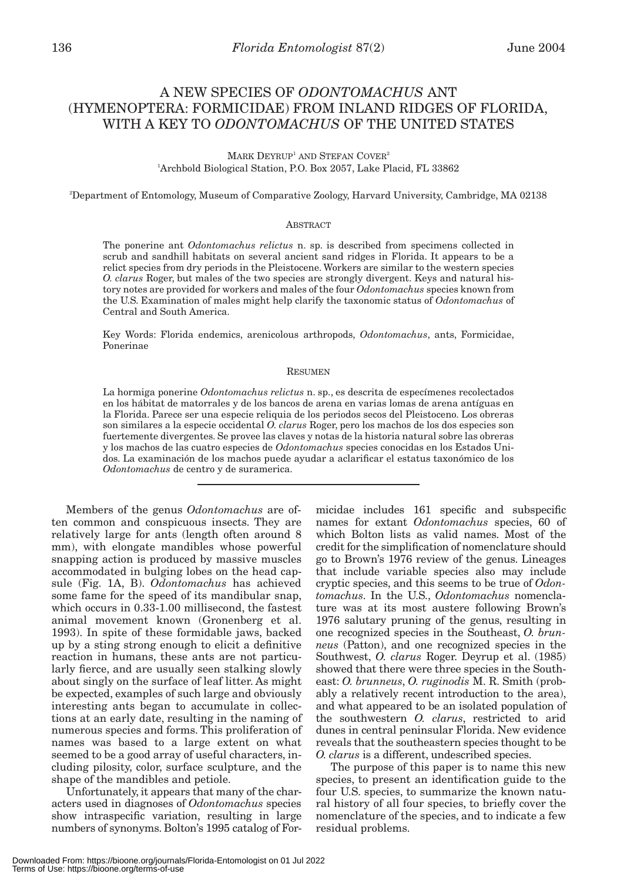# A NEW SPECIES OF *ODONTOMACHUS* ANT (HYMENOPTERA: FORMICIDAE) FROM INLAND RIDGES OF FLORIDA, WITH A KEY TO *ODONTOMACHUS* OF THE UNITED STATES

MARK DEYRUP[1] AND STEFAN COVER[2]

[1]Archbold Biological Station, P.O. Box 2057, Lake Placid, FL 33862

[2]Department of Entomology, Museum of Comparative Zoology, Harvard University, Cambridge, MA 02138

## ABSTRACT

The ponerine ant *Odontomachus relictus* n. sp. is described from specimens collected in scrub and sandhill habitats on several ancient sand ridges in Florida. It appears to be a relict species from dry periods in the Pleistocene. Workers are similar to the western species *O. clarus* Roger, but males of the two species are strongly divergent. Keys and natural history notes are provided for workers and males of the four *Odontomachus* species known from the U.S. Examination of males might help clarify the taxonomic status of *Odontomachus* of Central and South America.

Key Words: Florida endemics, arenicolous arthropods, *Odontomachus*, ants, Formicidae, Ponerinae

## RESUMEN

La hormiga ponerine *Odontomachus relictus* n. sp., es descrita de especímenes recolectados en los hábitat de matorrales y de los bancos de arena en varias lomas de arena antíguas en la Florida. Parece ser una especie reliquia de los periodos secos del Pleistoceno. Los obreras son similares a la especie occidental *O. clarus* Roger, pero los machos de los dos especies son fuertemente divergentes. Se provee las claves y notas de la historia natural sobre las obreras y los machos de las cuatro especies de *Odontomachus* species conocidas en los Estados Unidos. La examinación de los machos puede ayudar a aclarificar el estatus taxonómico de los *Odontomachus* de centro y de suramerica.

---

Members of the genus *Odontomachus* are often common and conspicuous insects. They are relatively large for ants (length often around 8 mm), with elongate mandibles whose powerful snapping action is produced by massive muscles accommodated in bulging lobes on the head capsule (Fig. 1A, B). *Odontomachus* has achieved some fame for the speed of its mandibular snap, which occurs in 0.33-1.00 millisecond, the fastest animal movement known (Gronenberg et al. 1993). In spite of these formidable jaws, backed up by a sting strong enough to elicit a definitive reaction in humans, these ants are not particularly fierce, and are usually seen stalking slowly about singly on the surface of leaf litter. As might be expected, examples of such large and obviously interesting ants began to accumulate in collections at an early date, resulting in the naming of numerous species and forms. This proliferation of names was based to a large extent on what seemed to be a good array of useful characters, including pilosity, color, surface sculpture, and the shape of the mandibles and petiole.

Unfortunately, it appears that many of the characters used in diagnoses of *Odontomachus* species show intraspecific variation, resulting in large numbers of synonyms. Bolton's 1995 catalog of Formicidae includes 161 specific and subspecific names for extant *Odontomachus* species, 60 of which Bolton lists as valid names. Most of the credit for the simplification of nomenclature should go to Brown's 1976 review of the genus. Lineages that include variable species also may include cryptic species, and this seems to be true of *Odontomachus*. In the U.S., *Odontomachus* nomenclature was at its most austere following Brown's 1976 salutary pruning of the genus, resulting in one recognized species in the Southeast, *O. brunneus* (Patton), and one recognized species in the Southwest, *O. clarus* Roger. Deyrup et al. (1985) showed that there were three species in the Southeast: *O. brunneus*, *O. ruginodis* M. R. Smith (probably a relatively recent introduction to the area), and what appeared to be an isolated population of the southwestern *O. clarus*, restricted to arid dunes in central peninsular Florida. New evidence reveals that the southeastern species thought to be *O. clarus* is a different, undescribed species.

The purpose of this paper is to name this new species, to present an identification guide to the four U.S. species, to summarize the known natural history of all four species, to briefly cover the nomenclature of the species, and to indicate a few residual problems.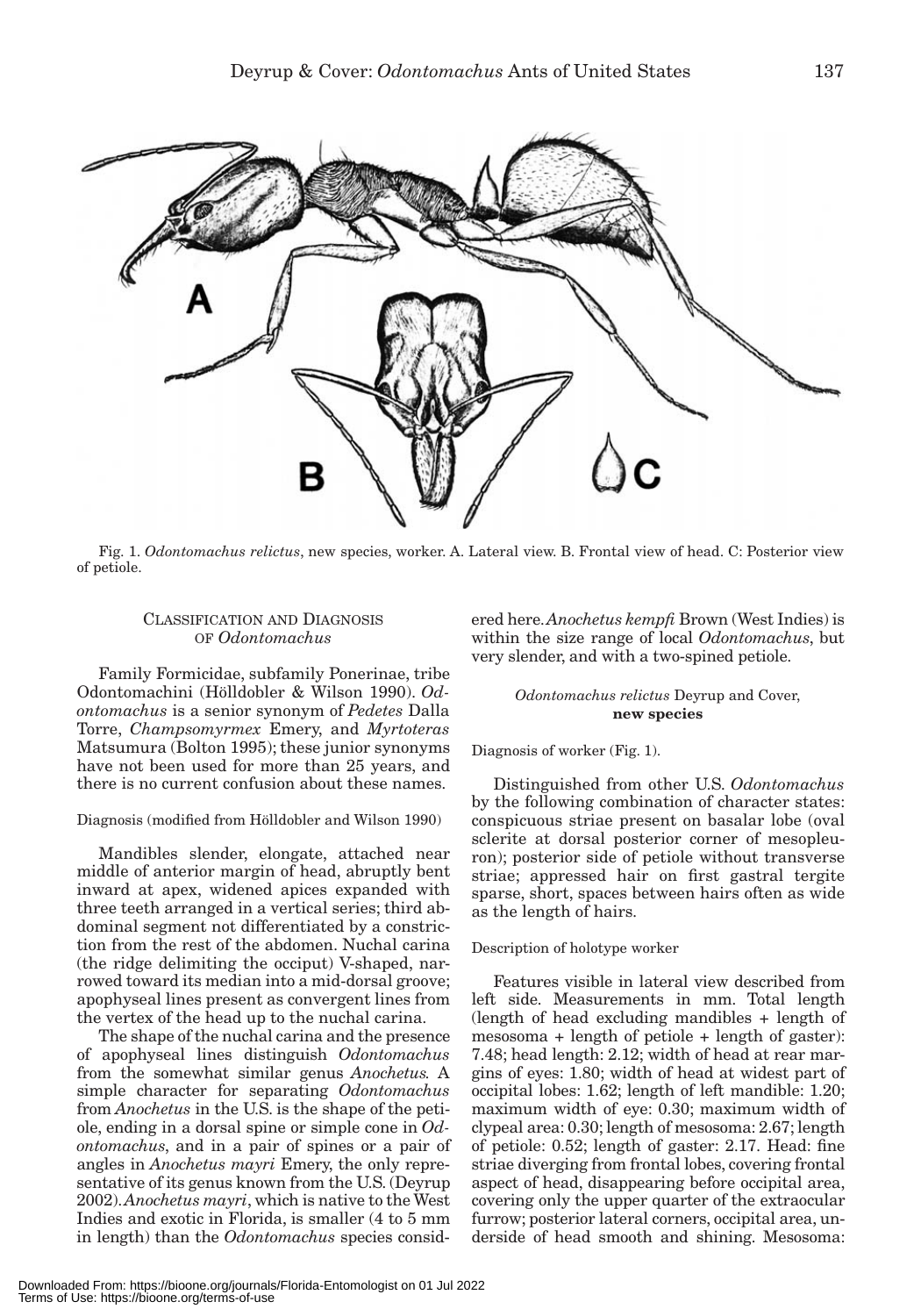Fig. 1. *Odontomachus relictus*, new species, worker. A. Lateral view. B. Frontal view of head. C: Posterior view of petiole.

## CLASSIFICATION AND DIAGNOSIS OF *Odontomachus*

Family Formicidae, subfamily Ponerinae, tribe Odontomachini (Hölldobler & Wilson 1990). *Odontomachus* is a senior synonym of *Pedetes* Dalla Torre, *Champsomyrmex* Emery, and *Myrtoteras* Matsumura (Bolton 1995); these junior synonyms have not been used for more than 25 years, and there is no current confusion about these names.

Diagnosis (modified from Hölldobler and Wilson 1990)

Mandibles slender, elongate, attached near middle of anterior margin of head, abruptly bent inward at apex, widened apices expanded with three teeth arranged in a vertical series; third abdominal segment not differentiated by a constriction from the rest of the abdomen. Nuchal carina (the ridge delimiting the occiput) V-shaped, narrowed toward its median into a mid-dorsal groove; apophyseal lines present as convergent lines from the vertex of the head up to the nuchal carina.

The shape of the nuchal carina and the presence of apophyseal lines distinguish *Odontomachus* from the somewhat similar genus *Anochetus*. A simple character for separating *Odontomachus* from *Anochetus* in the U.S. is the shape of the petiole, ending in a dorsal spine or simple cone in *Odontomachus*, and in a pair of spines or a pair of angles in *Anochetus mayri* Emery, the only representative of its genus known from the U.S. (Deyrup 2002). *Anochetus mayri*, which is native to the West Indies and exotic in Florida, is smaller (4 to 5 mm in length) than the *Odontomachus* species considered here. *Anochetus kempfi* Brown (West Indies) is within the size range of local *Odontomachus*, but very slender, and with a two-spined petiole.

### *Odontomachus relictus* Deyrup and Cover, **new species**

Diagnosis of worker (Fig. 1).

Distinguished from other U.S. *Odontomachus* by the following combination of character states: conspicuous striae present on basalar lobe (oval sclerite at dorsal posterior corner of mesopleuron); posterior side of petiole without transverse striae; appressed hair on first gastral tergite sparse, short, spaces between hairs often as wide as the length of hairs.

Description of holotype worker

Features visible in lateral view described from left side. Measurements in mm. Total length (length of head excluding mandibles + length of mesosoma + length of petiole + length of gaster): 7.48; head length: 2.12; width of head at rear margins of eyes: 1.80; width of head at widest part of occipital lobes: 1.62; length of left mandible: 1.20; maximum width of eye: 0.30; maximum width of clypeal area: 0.30; length of mesosoma: 2.67; length of petiole: 0.52; length of gaster: 2.17. Head: fine striae diverging from frontal lobes, covering frontal aspect of head, disappearing before occipital area, covering only the upper quarter of the extraocular furrow; posterior lateral corners, occipital area, underside of head smooth and shining. Mesosoma: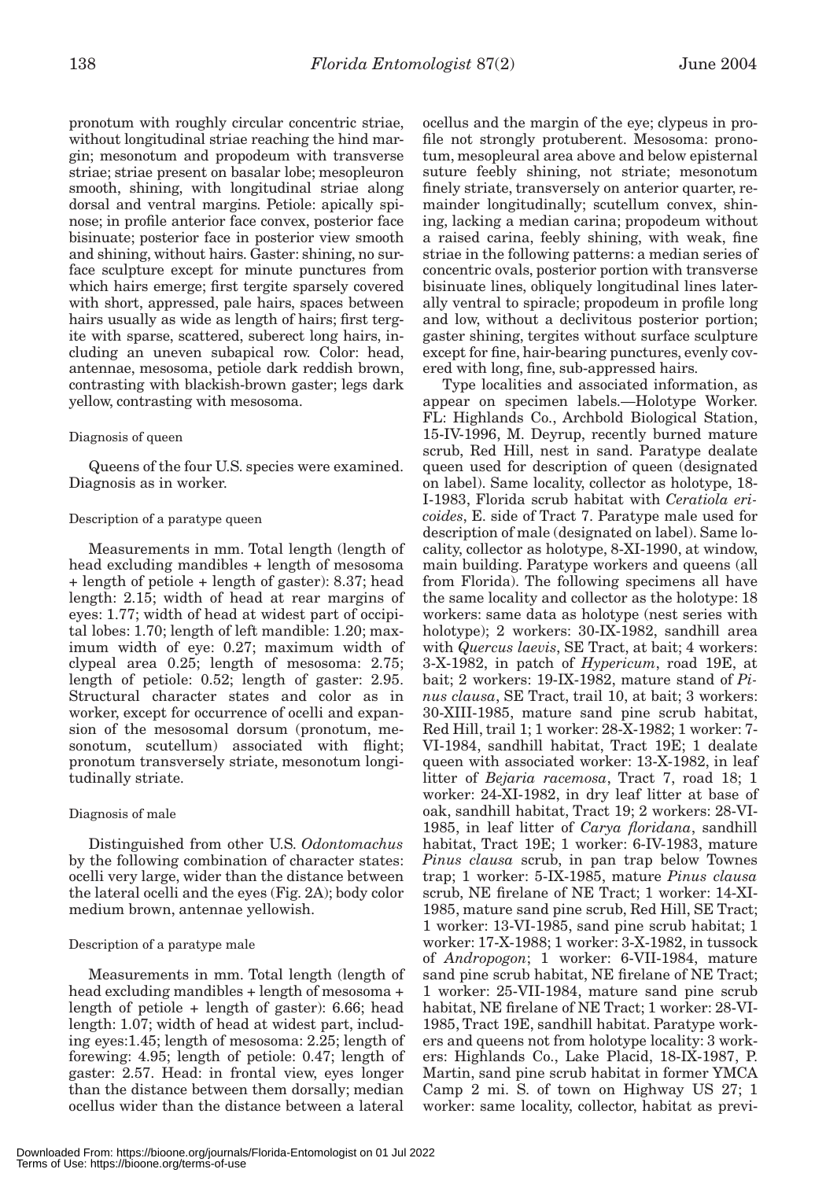pronotum with roughly circular concentric striae, without longitudinal striae reaching the hind margin; mesonotum and propodeum with transverse striae; striae present on basalar lobe; mesopleuron smooth, shining, with longitudinal striae along dorsal and ventral margins. Petiole: apically spinose; in profile anterior face convex, posterior face bisinuate; posterior face in posterior view smooth and shining, without hairs. Gaster: shining, no surface sculpture except for minute punctures from which hairs emerge; first tergite sparsely covered with short, appressed, pale hairs, spaces between hairs usually as wide as length of hairs; first tergite with sparse, scattered, suberect long hairs, including an uneven subapical row. Color: head, antennae, mesosoma, petiole dark reddish brown, contrasting with blackish-brown gaster; legs dark yellow, contrasting with mesosoma.

### Diagnosis of queen

Queens of the four U.S. species were examined. Diagnosis as in worker.

### Description of a paratype queen

Measurements in mm. Total length (length of head excluding mandibles + length of mesosoma + length of petiole + length of gaster): 8.37; head length: 2.15; width of head at rear margins of eyes: 1.77; width of head at widest part of occipital lobes: 1.70; length of left mandible: 1.20; maximum width of eye: 0.27; maximum width of clypeal area 0.25; length of mesosoma: 2.75; length of petiole: 0.52; length of gaster: 2.95. Structural character states and color as in worker, except for occurrence of ocelli and expansion of the mesosomal dorsum (pronotum, mesonotum, scutellum) associated with flight; pronotum transversely striate, mesonotum longitudinally striate.

### Diagnosis of male

Distinguished from other U.S. *Odontomachus* by the following combination of character states: ocelli very large, wider than the distance between the lateral ocelli and the eyes (Fig. 2A); body color medium brown, antennae yellowish.

### Description of a paratype male

Measurements in mm. Total length (length of head excluding mandibles + length of mesosoma + length of petiole + length of gaster): 6.66; head length: 1.07; width of head at widest part, including eyes:1.45; length of mesosoma: 2.25; length of forewing: 4.95; length of petiole: 0.47; length of gaster: 2.57. Head: in frontal view, eyes longer than the distance between them dorsally; median ocellus wider than the distance between a lateral ocellus and the margin of the eye; clypeus in profile not strongly protuberent. Mesosoma: pronotum, mesopleural area above and below episternal suture feebly shining, not striate; mesonotum finely striate, transversely on anterior quarter, remainder longitudinally; scutellum convex, shining, lacking a median carina; propodeum without a raised carina, feebly shining, with weak, fine striae in the following patterns: a median series of concentric ovals, posterior portion with transverse bisinuate lines, obliquely longitudinal lines laterally ventral to spiracle; propodeum in profile long and low, without a declivitous posterior portion; gaster shining, tergites without surface sculpture except for fine, hair-bearing punctures, evenly covered with long, fine, sub-appressed hairs.

Type localities and associated information, as appear on specimen labels.—Holotype Worker. FL: Highlands Co., Archbold Biological Station, 15-IV-1996, M. Deyrup, recently burned mature scrub, Red Hill, nest in sand. Paratype dealate queen used for description of queen (designated on label). Same locality, collector as holotype, 18-I-1983, Florida scrub habitat with *Ceratiola ericoides*, E. side of Tract 7. Paratype male used for description of male (designated on label). Same locality, collector as holotype, 8-XI-1990, at window, main building. Paratype workers and queens (all from Florida). The following specimens all have the same locality and collector as the holotype: 18 workers: same data as holotype (nest series with holotype); 2 workers: 30-IX-1982, sandhill area with *Quercus laevis*, SE Tract, at bait; 4 workers: 3-X-1982, in patch of *Hypericum*, road 19E, at bait; 2 workers: 19-IX-1982, mature stand of *Pinus clausa*, SE Tract, trail 10, at bait; 3 workers: 30-XIII-1985, mature sand pine scrub habitat, Red Hill, trail 1; 1 worker: 28-X-1982; 1 worker: 7-VI-1984, sandhill habitat, Tract 19E; 1 dealate queen with associated worker: 13-X-1982, in leaf litter of *Bejaria racemosa*, Tract 7, road 18; 1 worker: 24-XI-1982, in dry leaf litter at base of oak, sandhill habitat, Tract 19; 2 workers: 28-VI-1985, in leaf litter of *Carya floridana*, sandhill habitat, Tract 19E; 1 worker: 6-IV-1983, mature *Pinus clausa* scrub, in pan trap below Townes trap; 1 worker: 5-IX-1985, mature *Pinus clausa* scrub, NE firelane of NE Tract; 1 worker: 14-XI-1985, mature sand pine scrub, Red Hill, SE Tract; 1 worker: 13-VI-1985, sand pine scrub habitat; 1 worker: 17-X-1988; 1 worker: 3-X-1982, in tussock of *Andropogon*; 1 worker: 6-VII-1984, mature sand pine scrub habitat, NE firelane of NE Tract; 1 worker: 25-VII-1984, mature sand pine scrub habitat, NE firelane of NE Tract; 1 worker: 28-VI-1985, Tract 19E, sandhill habitat. Paratype workers and queens not from holotype locality: 3 workers: Highlands Co., Lake Placid, 18-IX-1987, P. Martin, sand pine scrub habitat in former YMCA Camp 2 mi. S. of town on Highway US 27; 1 worker: same locality, collector, habitat as previ-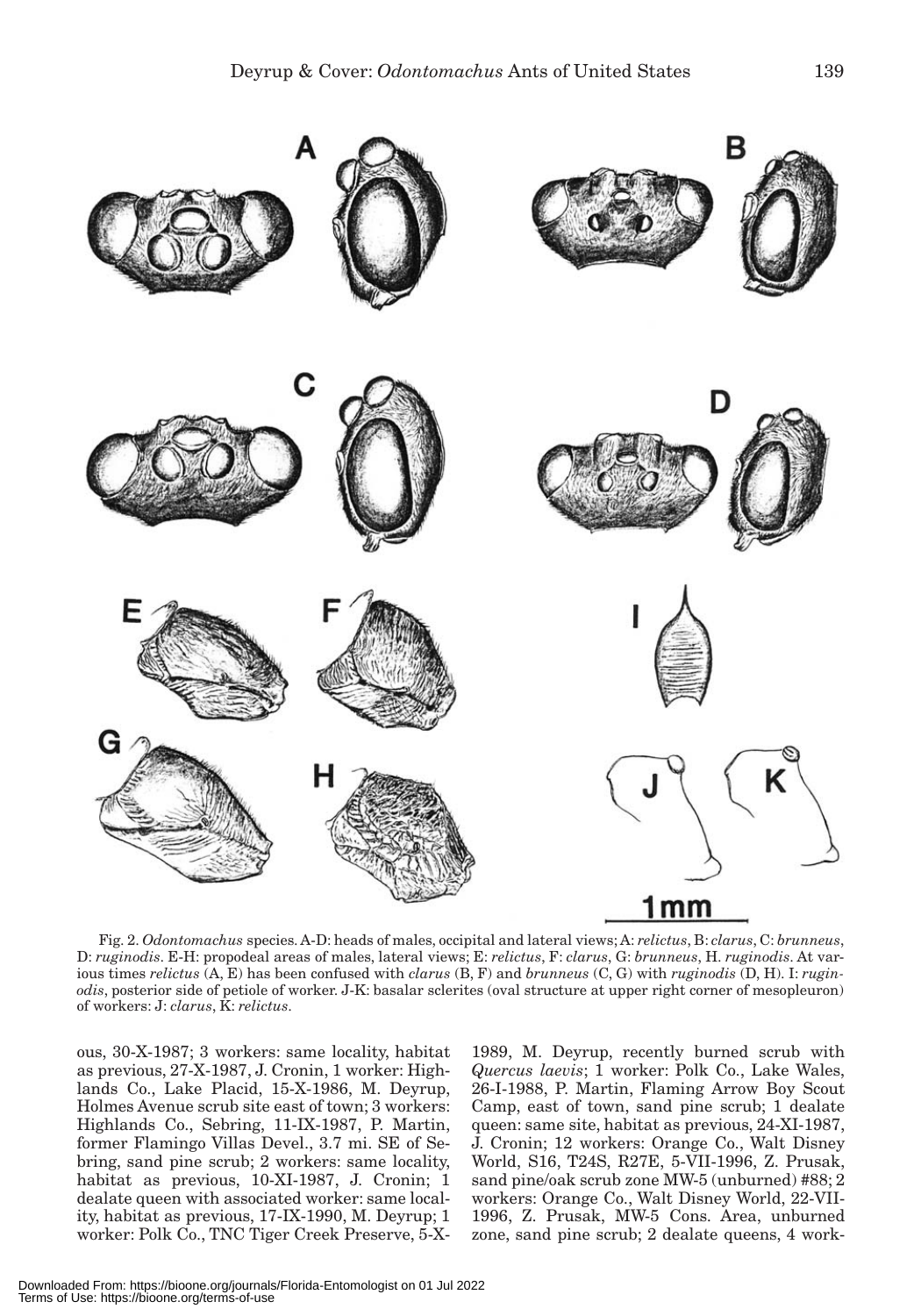Fig. 2. *Odontomachus* species. A-D: heads of males, occipital and lateral views; A: *relictus*, B: *clarus*, C: *brunneus*, D: *ruginodis*. E-H: propodeal areas of males, lateral views; E: *relictus*, F: *clarus*, G: *brunneus*, H. *ruginodis*. At various times *relictus* (A, E) has been confused with *clarus* (B, F) and *brunneus* (C, G) with *ruginodis* (D, H). I: *ruginodis*, posterior side of petiole of worker. J-K: basalar sclerites (oval structure at upper right corner of mesopleuron) of workers: J: *clarus*, K: *relictus*.

ous, 30-X-1987; 3 workers: same locality, habitat as previous, 27-X-1987, J. Cronin, 1 worker: Highlands Co., Lake Placid, 15-X-1986, M. Deyrup, Holmes Avenue scrub site east of town; 3 workers: Highlands Co., Sebring, 11-IX-1987, P. Martin, former Flamingo Villas Devel., 3.7 mi. SE of Sebring, sand pine scrub; 2 workers: same locality, habitat as previous, 10-XI-1987, J. Cronin; 1 dealate queen with associated worker: same locality, habitat as previous, 17-IX-1990, M. Deyrup; 1 worker: Polk Co., TNC Tiger Creek Preserve, 5-X-1989, M. Deyrup, recently burned scrub with *Quercus laevis*; 1 worker: Polk Co., Lake Wales, 26-I-1988, P. Martin, Flaming Arrow Boy Scout Camp, east of town, sand pine scrub; 1 dealate queen: same site, habitat as previous, 24-XI-1987, J. Cronin; 12 workers: Orange Co., Walt Disney World, S16, T24S, R27E, 5-VII-1996, Z. Prusak, sand pine/oak scrub zone MW-5 (unburned) #88; 2 workers: Orange Co., Walt Disney World, 22-VII-1996, Z. Prusak, MW-5 Cons. Area, unburned zone, sand pine scrub; 2 dealate queens, 4 work-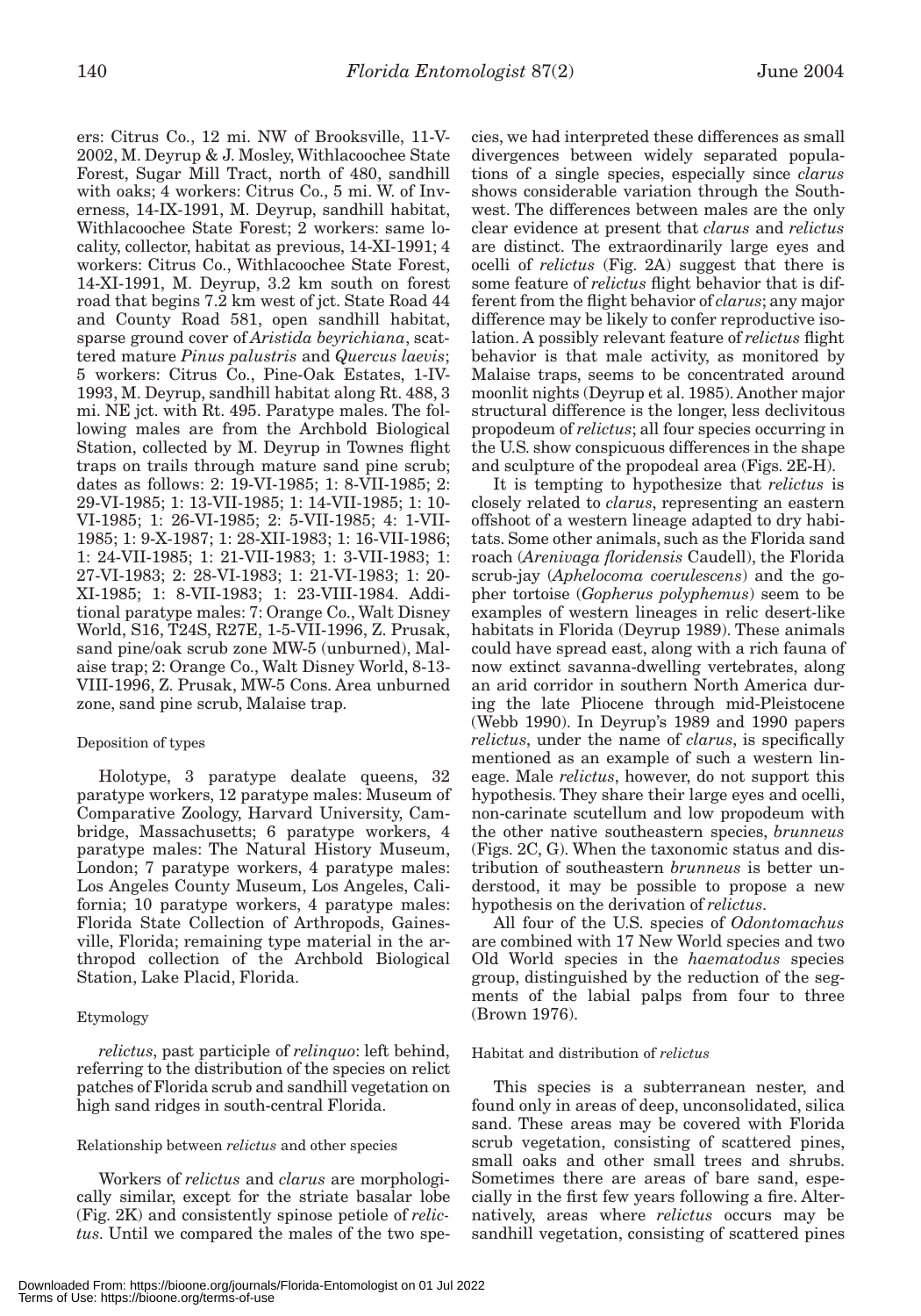ers: Citrus Co., 12 mi. NW of Brooksville, 11-V-2002, M. Deyrup & J. Mosley, Withlacoochee State Forest, Sugar Mill Tract, north of 480, sandhill with oaks; 4 workers: Citrus Co., 5 mi. W. of Inverness, 14-IX-1991, M. Deyrup, sandhill habitat, Withlacoochee State Forest; 2 workers: same locality, collector, habitat as previous, 14-XI-1991; 4 workers: Citrus Co., Withlacoochee State Forest, 14-XI-1991, M. Deyrup, 3.2 km south on forest road that begins 7.2 km west of jct. State Road 44 and County Road 581, open sandhill habitat, sparse ground cover of *Aristida beyrichiana*, scattered mature *Pinus palustris* and *Quercus laevis*; 5 workers: Citrus Co., Pine-Oak Estates, 1-IV-1993, M. Deyrup, sandhill habitat along Rt. 488, 3 mi. NE jct. with Rt. 495. Paratype males. The following males are from the Archbold Biological Station, collected by M. Deyrup in Townes flight traps on trails through mature sand pine scrub; dates as follows: 2: 19-VI-1985; 1: 8-VII-1985; 2: 29-VI-1985; 1: 13-VII-1985; 1: 14-VII-1985; 1: 10-VI-1985; 1: 26-VI-1985; 2: 5-VII-1985; 4: 1-VII-1985; 1: 9-X-1987; 1: 28-XII-1983; 1: 16-VII-1986; 1: 24-VII-1985; 1: 21-VII-1983; 1: 3-VII-1983; 1: 27-VI-1983; 2: 28-VI-1983; 1: 21-VI-1983; 1: 20-XI-1985; 1: 8-VII-1983; 1: 23-VIII-1984. Additional paratype males: 7: Orange Co., Walt Disney World, S16, T24S, R27E, 1-5-VII-1996, Z. Prusak, sand pine/oak scrub zone MW-5 (unburned), Malaise trap; 2: Orange Co., Walt Disney World, 8-13-VIII-1996, Z. Prusak, MW-5 Cons. Area unburned zone, sand pine scrub, Malaise trap.

### Deposition of types

Holotype, 3 paratype dealate queens, 32 paratype workers, 12 paratype males: Museum of Comparative Zoology, Harvard University, Cambridge, Massachusetts; 6 paratype workers, 4 paratype males: The Natural History Museum, London; 7 paratype workers, 4 paratype males: Los Angeles County Museum, Los Angeles, California; 10 paratype workers, 4 paratype males: Florida State Collection of Arthropods, Gainesville, Florida; remaining type material in the arthropod collection of the Archbold Biological Station, Lake Placid, Florida.

### Etymology

*relictus*, past participle of *relinquo*: left behind, referring to the distribution of the species on relict patches of Florida scrub and sandhill vegetation on high sand ridges in south-central Florida.

### Relationship between *relictus* and other species

Workers of *relictus* and *clarus* are morphologically similar, except for the striate basalar lobe (Fig. 2K) and consistently spinose petiole of *relictus*. Until we compared the males of the two species, we had interpreted these differences as small divergences between widely separated populations of a single species, especially since *clarus* shows considerable variation through the Southwest. The differences between males are the only clear evidence at present that *clarus* and *relictus* are distinct. The extraordinarily large eyes and ocelli of *relictus* (Fig. 2A) suggest that there is some feature of *relictus* flight behavior that is different from the flight behavior of *clarus*; any major difference may be likely to confer reproductive isolation. A possibly relevant feature of *relictus* flight behavior is that male activity, as monitored by Malaise traps, seems to be concentrated around moonlit nights (Deyrup et al. 1985). Another major structural difference is the longer, less declivitous propodeum of *relictus*; all four species occurring in the U.S. show conspicuous differences in the shape and sculpture of the propodeal area (Figs. 2E-H).

It is tempting to hypothesize that *relictus* is closely related to *clarus*, representing an eastern offshoot of a western lineage adapted to dry habitats. Some other animals, such as the Florida sand roach (*Arenivaga floridensis* Caudell), the Florida scrub-jay (*Aphelocoma coerulescens*) and the gopher tortoise (*Gopherus polyphemus*) seem to be examples of western lineages in relic desert-like habitats in Florida (Deyrup 1989). These animals could have spread east, along with a rich fauna of now extinct savanna-dwelling vertebrates, along an arid corridor in southern North America during the late Pliocene through mid-Pleistocene (Webb 1990). In Deyrup's 1989 and 1990 papers *relictus*, under the name of *clarus*, is specifically mentioned as an example of such a western lineage. Male *relictus*, however, do not support this hypothesis. They share their large eyes and ocelli, non-carinate scutellum and low propodeum with the other native southeastern species, *brunneus* (Figs. 2C, G). When the taxonomic status and distribution of southeastern *brunneus* is better understood, it may be possible to propose a new hypothesis on the derivation of *relictus*.

All four of the U.S. species of *Odontomachus* are combined with 17 New World species and two Old World species in the *haematodus* species group, distinguished by the reduction of the segments of the labial palps from four to three (Brown 1976).

### Habitat and distribution of *relictus*

This species is a subterranean nester, and found only in areas of deep, unconsolidated, silica sand. These areas may be covered with Florida scrub vegetation, consisting of scattered pines, small oaks and other small trees and shrubs. Sometimes there are areas of bare sand, especially in the first few years following a fire. Alternatively, areas where *relictus* occurs may be sandhill vegetation, consisting of scattered pines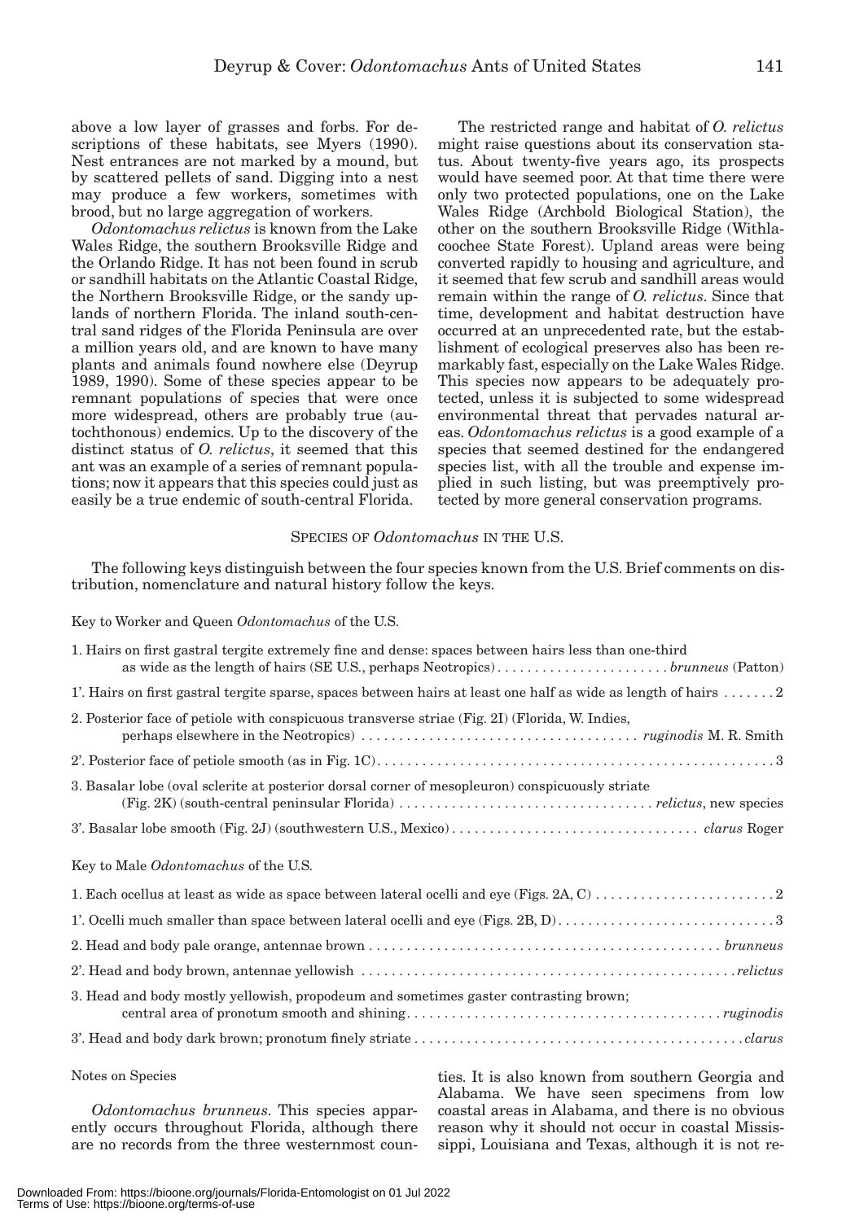above a low layer of grasses and forbs. For descriptions of these habitats, see Myers (1990). Nest entrances are not marked by a mound, but by scattered pellets of sand. Digging into a nest may produce a few workers, sometimes with brood, but no large aggregation of workers.

*Odontomachus relictus* is known from the Lake Wales Ridge, the southern Brooksville Ridge and the Orlando Ridge. It has not been found in scrub or sandhill habitats on the Atlantic Coastal Ridge, the Northern Brooksville Ridge, or the sandy uplands of northern Florida. The inland south-central sand ridges of the Florida Peninsula are over a million years old, and are known to have many plants and animals found nowhere else (Deyrup 1989, 1990). Some of these species appear to be remnant populations of species that were once more widespread, others are probably true (autochthonous) endemics. Up to the discovery of the distinct status of *O. relictus*, it seemed that this ant was an example of a series of remnant populations; now it appears that this species could just as easily be a true endemic of south-central Florida.

The restricted range and habitat of *O. relictus* might raise questions about its conservation status. About twenty-five years ago, its prospects would have seemed poor. At that time there were only two protected populations, one on the Lake Wales Ridge (Archbold Biological Station), the other on the southern Brooksville Ridge (Withlacoochee State Forest). Upland areas were being converted rapidly to housing and agriculture, and it seemed that few scrub and sandhill areas would remain within the range of *O. relictus*. Since that time, development and habitat destruction have occurred at an unprecedented rate, but the establishment of ecological preserves also has been remarkably fast, especially on the Lake Wales Ridge. This species now appears to be adequately protected, unless it is subjected to some widespread environmental threat that pervades natural areas. *Odontomachus relictus* is a good example of a species that seemed destined for the endangered species list, with all the trouble and expense implied in such listing, but was preemptively protected by more general conservation programs.

## Species of *Odontomachus* in the U.S.

The following keys distinguish between the four species known from the U.S. Brief comments on distribution, nomenclature and natural history follow the keys.

Key to Worker and Queen *Odontomachus* of the U.S.

1. Hairs on first gastral tergite extremely fine and dense: spaces between hairs less than one-third as wide as the length of hairs (SE U.S., perhaps Neotropics) ....................... *brunneus* (Patton)

1'. Hairs on first gastral tergite sparse, spaces between hairs at least one half as wide as length of hairs ....... 2

2. Posterior face of petiole with conspicuous transverse striae (Fig. 2I) (Florida, W. Indies, perhaps elsewhere in the Neotropics) .................................... *ruginodis* M. R. Smith

2'. Posterior face of petiole smooth (as in Fig. 1C)................................................... 3

3. Basalar lobe (oval sclerite at posterior dorsal corner of mesopleuron) conspicuously striate (Fig. 2K) (south-central peninsular Florida) ................................. *relictus*, new species

3'. Basalar lobe smooth (Fig. 2J) (southwestern U.S., Mexico)................................ *clarus* Roger

Key to Male *Odontomachus* of the U.S.

1. Each ocellus at least as wide as space between lateral ocelli and eye (Figs. 2A, C) ........................ 2

1'. Ocelli much smaller than space between lateral ocelli and eye (Figs. 2B, D)............................ 3

2. Head and body pale orange, antennae brown .............................................. *brunneus*

2'. Head and body brown, antennae yellowish ................................................. *relictus*

3. Head and body mostly yellowish, propodeum and sometimes gaster contrasting brown; central area of pronotum smooth and shining........................................ *ruginodis*

3'. Head and body dark brown; pronotum finely striate ........................................... *clarus*

Notes on Species

*Odontomachus brunneus*. This species apparently occurs throughout Florida, although there are no records from the three westernmost counties. It is also known from southern Georgia and Alabama. We have seen specimens from low coastal areas in Alabama, and there is no obvious reason why it should not occur in coastal Mississippi, Louisiana and Texas, although it is not re-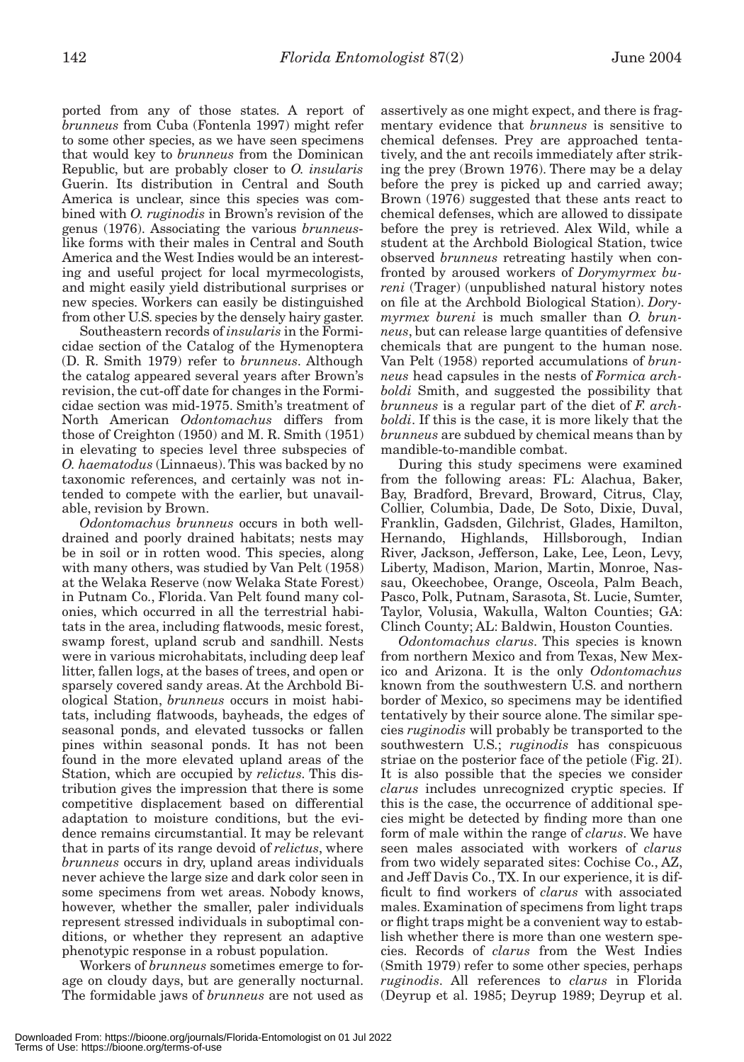ported from any of those states. A report of *brunneus* from Cuba (Fontenla 1997) might refer to some other species, as we have seen specimens that would key to *brunneus* from the Dominican Republic, but are probably closer to *O. insularis* Guerin. Its distribution in Central and South America is unclear, since this species was combined with *O. ruginodis* in Brown's revision of the genus (1976). Associating the various *brunneus*-like forms with their males in Central and South America and the West Indies would be an interesting and useful project for local myrmecologists, and might easily yield distributional surprises or new species. Workers can easily be distinguished from other U.S. species by the densely hairy gaster.

Southeastern records of *insularis* in the Formicidae section of the Catalog of the Hymenoptera (D. R. Smith 1979) refer to *brunneus*. Although the catalog appeared several years after Brown's revision, the cut-off date for changes in the Formicidae section was mid-1975. Smith's treatment of North American *Odontomachus* differs from those of Creighton (1950) and M. R. Smith (1951) in elevating to species level three subspecies of *O. haematodus* (Linnaeus). This was backed by no taxonomic references, and certainly was not intended to compete with the earlier, but unavailable, revision by Brown.

*Odontomachus brunneus* occurs in both well-drained and poorly drained habitats; nests may be in soil or in rotten wood. This species, along with many others, was studied by Van Pelt (1958) at the Welaka Reserve (now Welaka State Forest) in Putnam Co., Florida. Van Pelt found many colonies, which occurred in all the terrestrial habitats in the area, including flatwoods, mesic forest, swamp forest, upland scrub and sandhill. Nests were in various microhabitats, including deep leaf litter, fallen logs, at the bases of trees, and open or sparsely covered sandy areas. At the Archbold Biological Station, *brunneus* occurs in moist habitats, including flatwoods, bayheads, the edges of seasonal ponds, and elevated tussocks or fallen pines within seasonal ponds. It has not been found in the more elevated upland areas of the Station, which are occupied by *relictus*. This distribution gives the impression that there is some competitive displacement based on differential adaptation to moisture conditions, but the evidence remains circumstantial. It may be relevant that in parts of its range devoid of *relictus*, where *brunneus* occurs in dry, upland areas individuals never achieve the large size and dark color seen in some specimens from wet areas. Nobody knows, however, whether the smaller, paler individuals represent stressed individuals in suboptimal conditions, or whether they represent an adaptive phenotypic response in a robust population.

Workers of *brunneus* sometimes emerge to forage on cloudy days, but are generally nocturnal. The formidable jaws of *brunneus* are not used as assertively as one might expect, and there is fragmentary evidence that *brunneus* is sensitive to chemical defenses. Prey are approached tentatively, and the ant recoils immediately after striking the prey (Brown 1976). There may be a delay before the prey is picked up and carried away; Brown (1976) suggested that these ants react to chemical defenses, which are allowed to dissipate before the prey is retrieved. Alex Wild, while a student at the Archbold Biological Station, twice observed *brunneus* retreating hastily when confronted by aroused workers of *Dorymyrmex bureni* (Trager) (unpublished natural history notes on file at the Archbold Biological Station). *Dorymyrmex bureni* is much smaller than *O. brunneus*, but can release large quantities of defensive chemicals that are pungent to the human nose. Van Pelt (1958) reported accumulations of *brunneus* head capsules in the nests of *Formica archboldi* Smith, and suggested the possibility that *brunneus* is a regular part of the diet of *F. archboldi*. If this is the case, it is more likely that the *brunneus* are subdued by chemical means than by mandible-to-mandible combat.

During this study specimens were examined from the following areas: FL: Alachua, Baker, Bay, Bradford, Brevard, Broward, Citrus, Clay, Collier, Columbia, Dade, De Soto, Dixie, Duval, Franklin, Gadsden, Gilchrist, Glades, Hamilton, Hernando, Highlands, Hillsborough, Indian River, Jackson, Jefferson, Lake, Lee, Leon, Levy, Liberty, Madison, Marion, Martin, Monroe, Nassau, Okeechobee, Orange, Osceola, Palm Beach, Pasco, Polk, Putnam, Sarasota, St. Lucie, Sumter, Taylor, Volusia, Wakulla, Walton Counties; GA: Clinch County; AL: Baldwin, Houston Counties.

*Odontomachus clarus*. This species is known from northern Mexico and from Texas, New Mexico and Arizona. It is the only *Odontomachus* known from the southwestern U.S. and northern border of Mexico, so specimens may be identified tentatively by their source alone. The similar species *ruginodis* will probably be transported to the southwestern U.S.; *ruginodis* has conspicuous striae on the posterior face of the petiole (Fig. 2I). It is also possible that the species we consider *clarus* includes unrecognized cryptic species. If this is the case, the occurrence of additional species might be detected by finding more than one form of male within the range of *clarus*. We have seen males associated with workers of *clarus* from two widely separated sites: Cochise Co., AZ, and Jeff Davis Co., TX. In our experience, it is difficult to find workers of *clarus* with associated males. Examination of specimens from light traps or flight traps might be a convenient way to establish whether there is more than one western species. Records of *clarus* from the West Indies (Smith 1979) refer to some other species, perhaps *ruginodis*. All references to *clarus* in Florida (Deyrup et al. 1985; Deyrup 1989; Deyrup et al.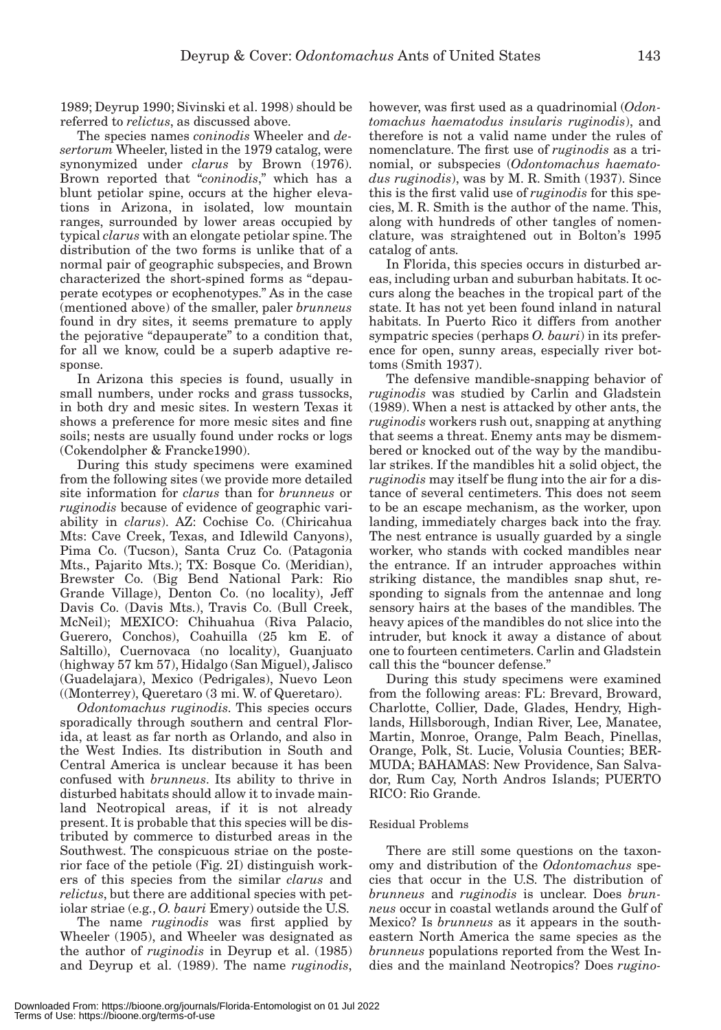1989; Deyrup 1990; Sivinski et al. 1998) should be referred to *relictus*, as discussed above.

The species names *coninodis* Wheeler and *desertorum* Wheeler, listed in the 1979 catalog, were synonymized under *clarus* by Brown (1976). Brown reported that "*coninodis*," which has a blunt petiolar spine, occurs at the higher elevations in Arizona, in isolated, low mountain ranges, surrounded by lower areas occupied by typical *clarus* with an elongate petiolar spine. The distribution of the two forms is unlike that of a normal pair of geographic subspecies, and Brown characterized the short-spined forms as "depauperate ecotypes or ecophenotypes." As in the case (mentioned above) of the smaller, paler *brunneus* found in dry sites, it seems premature to apply the pejorative "depauperate" to a condition that, for all we know, could be a superb adaptive response.

In Arizona this species is found, usually in small numbers, under rocks and grass tussocks, in both dry and mesic sites. In western Texas it shows a preference for more mesic sites and fine soils; nests are usually found under rocks or logs (Cokendolpher & Francke1990).

During this study specimens were examined from the following sites (we provide more detailed site information for *clarus* than for *brunneus* or *ruginodis* because of evidence of geographic variability in *clarus*). AZ: Cochise Co. (Chiricahua Mts: Cave Creek, Texas, and Idlewild Canyons), Pima Co. (Tucson), Santa Cruz Co. (Patagonia Mts., Pajarito Mts.); TX: Bosque Co. (Meridian), Brewster Co. (Big Bend National Park: Rio Grande Village), Denton Co. (no locality), Jeff Davis Co. (Davis Mts.), Travis Co. (Bull Creek, McNeil); MEXICO: Chihuahua (Riva Palacio, Guerero, Conchos), Coahuilla (25 km E. of Saltillo), Cuernovaca (no locality), Guanjuato (highway 57 km 57), Hidalgo (San Miguel), Jalisco (Guadelajara), Mexico (Pedrigales), Nuevo Leon ((Monterrey), Queretaro (3 mi. W. of Queretaro).

*Odontomachus ruginodis*. This species occurs sporadically through southern and central Florida, at least as far north as Orlando, and also in the West Indies. Its distribution in South and Central America is unclear because it has been confused with *brunneus*. Its ability to thrive in disturbed habitats should allow it to invade mainland Neotropical areas, if it is not already present. It is probable that this species will be distributed by commerce to disturbed areas in the Southwest. The conspicuous striae on the posterior face of the petiole (Fig. 2I) distinguish workers of this species from the similar *clarus* and *relictus*, but there are additional species with petiolar striae (e.g., *O. bauri* Emery) outside the U.S.

The name *ruginodis* was first applied by Wheeler (1905), and Wheeler was designated as the author of *ruginodis* in Deyrup et al. (1985) and Deyrup et al. (1989). The name *ruginodis*, however, was first used as a quadrinomial (*Odontomachus haematodus insularis ruginodis*), and therefore is not a valid name under the rules of nomenclature. The first use of *ruginodis* as a trinomial, or subspecies (*Odontomachus haematodus ruginodis*), was by M. R. Smith (1937). Since this is the first valid use of *ruginodis* for this species, M. R. Smith is the author of the name. This, along with hundreds of other tangles of nomenclature, was straightened out in Bolton's 1995 catalog of ants.

In Florida, this species occurs in disturbed areas, including urban and suburban habitats. It occurs along the beaches in the tropical part of the state. It has not yet been found inland in natural habitats. In Puerto Rico it differs from another sympatric species (perhaps *O. bauri*) in its preference for open, sunny areas, especially river bottoms (Smith 1937).

The defensive mandible-snapping behavior of *ruginodis* was studied by Carlin and Gladstein (1989). When a nest is attacked by other ants, the *ruginodis* workers rush out, snapping at anything that seems a threat. Enemy ants may be dismembered or knocked out of the way by the mandibular strikes. If the mandibles hit a solid object, the *ruginodis* may itself be flung into the air for a distance of several centimeters. This does not seem to be an escape mechanism, as the worker, upon landing, immediately charges back into the fray. The nest entrance is usually guarded by a single worker, who stands with cocked mandibles near the entrance. If an intruder approaches within striking distance, the mandibles snap shut, responding to signals from the antennae and long sensory hairs at the bases of the mandibles. The heavy apices of the mandibles do not slice into the intruder, but knock it away a distance of about one to fourteen centimeters. Carlin and Gladstein call this the "bouncer defense."

During this study specimens were examined from the following areas: FL: Brevard, Broward, Charlotte, Collier, Dade, Glades, Hendry, Highlands, Hillsborough, Indian River, Lee, Manatee, Martin, Monroe, Orange, Palm Beach, Pinellas, Orange, Polk, St. Lucie, Volusia Counties; BERMUDA; BAHAMAS: New Providence, San Salvador, Rum Cay, North Andros Islands; PUERTO RICO: Rio Grande.

### Residual Problems

There are still some questions on the taxonomy and distribution of the *Odontomachus* species that occur in the U.S. The distribution of *brunneus* and *ruginodis* is unclear. Does *brunneus* occur in coastal wetlands around the Gulf of Mexico? Is *brunneus* as it appears in the southeastern North America the same species as the *brunneus* populations reported from the West Indies and the mainland Neotropics? Does *rugino-*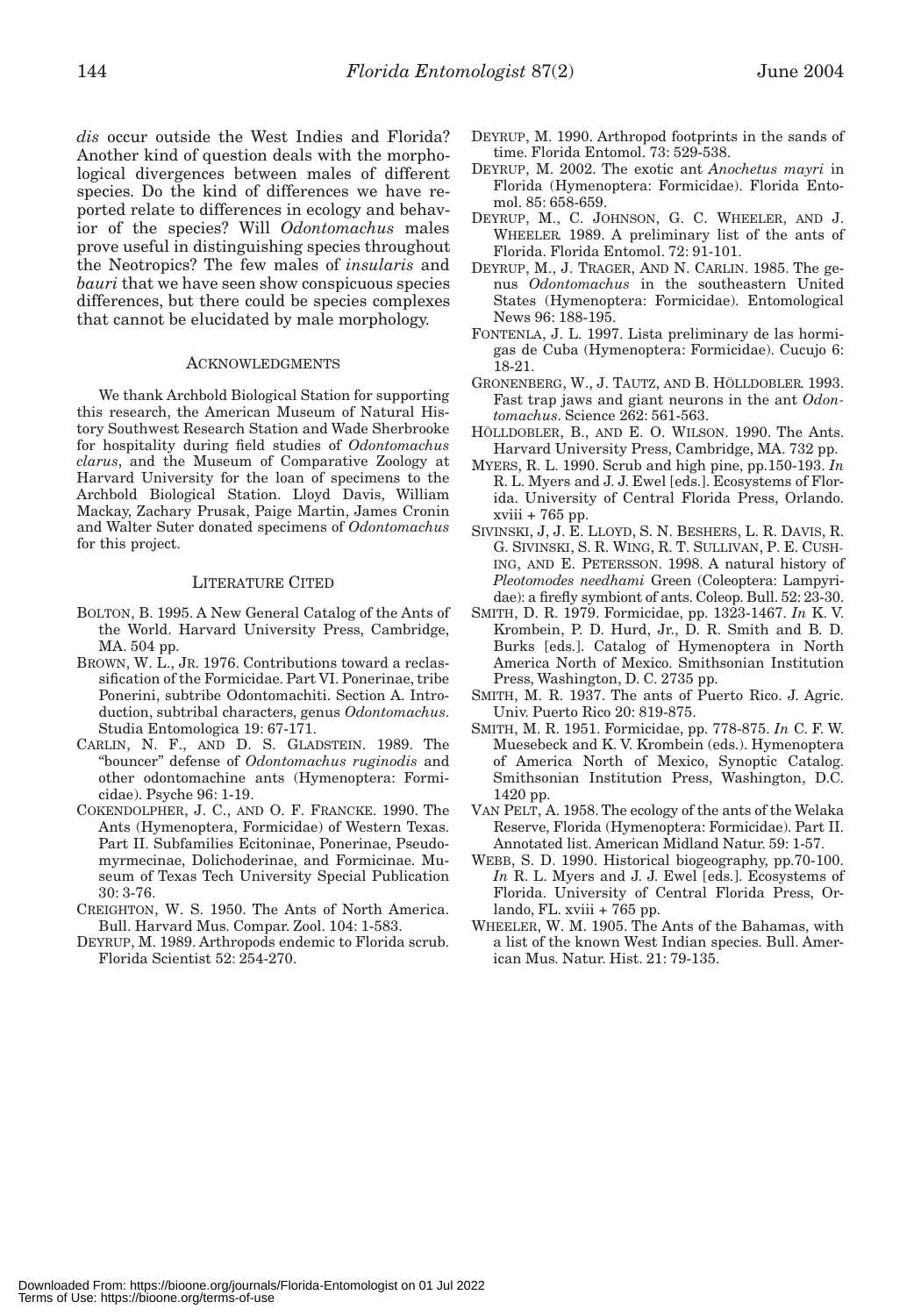*dis* occur outside the West Indies and Florida? Another kind of question deals with the morphological divergences between males of different species. Do the kind of differences we have reported relate to differences in ecology and behavior of the species? Will *Odontomachus* males prove useful in distinguishing species throughout the Neotropics? The few males of *insularis* and *bauri* that we have seen show conspicuous species differences, but there could be species complexes that cannot be elucidated by male morphology.

## ACKNOWLEDGMENTS

We thank Archbold Biological Station for supporting this research, the American Museum of Natural History Southwest Research Station and Wade Sherbrooke for hospitality during field studies of *Odontomachus clarus*, and the Museum of Comparative Zoology at Harvard University for the loan of specimens to the Archbold Biological Station. Lloyd Davis, William Mackay, Zachary Prusak, Paige Martin, James Cronin and Walter Suter donated specimens of *Odontomachus* for this project.

## LITERATURE CITED

BOLTON, B. 1995. A New General Catalog of the Ants of the World. Harvard University Press, Cambridge, MA. 504 pp.

BROWN, W. L., JR. 1976. Contributions toward a reclassification of the Formicidae. Part VI. Ponerinae, tribe Ponerini, subtribe Odontomachiti. Section A. Introduction, subtribal characters, genus *Odontomachus*. Studia Entomologica 19: 67-171.

CARLIN, N. F., AND D. S. GLADSTEIN. 1989. The "bouncer" defense of *Odontomachus ruginodis* and other odontomachine ants (Hymenoptera: Formicidae). Psyche 96: 1-19.

COKENDOLPHER, J. C., AND O. F. FRANCKE. 1990. The Ants (Hymenoptera, Formicidae) of Western Texas. Part II. Subfamilies Ecitoninae, Ponerinae, Pseudomyrmecinae, Dolichoderinae, and Formicinae. Museum of Texas Tech University Special Publication 30: 3-76.

CREIGHTON, W. S. 1950. The Ants of North America. Bull. Harvard Mus. Compar. Zool. 104: 1-583.

DEYRUP, M. 1989. Arthropods endemic to Florida scrub. Florida Scientist 52: 254-270.

DEYRUP, M. 1990. Arthropod footprints in the sands of time. Florida Entomol. 73: 529-538.

DEYRUP, M. 2002. The exotic ant *Anochetus mayri* in Florida (Hymenoptera: Formicidae). Florida Entomol. 85: 658-659.

DEYRUP, M., C. JOHNSON, G. C. WHEELER, AND J. WHEELER. 1989. A preliminary list of the ants of Florida. Florida Entomol. 72: 91-101.

DEYRUP, M., J. TRAGER, AND N. CARLIN. 1985. The genus *Odontomachus* in the southeastern United States (Hymenoptera: Formicidae). Entomological News 96: 188-195.

FONTENLA, J. L. 1997. Lista preliminary de las hormigas de Cuba (Hymenoptera: Formicidae). Cucujo 6: 18-21.

GRONENBERG, W., J. TAUTZ, AND B. HÖLLDOBLER. 1993. Fast trap jaws and giant neurons in the ant *Odontomachus*. Science 262: 561-563.

HÖLLDOBLER, B., AND E. O. WILSON. 1990. The Ants. Harvard University Press, Cambridge, MA. 732 pp.

MYERS, R. L. 1990. Scrub and high pine, pp.150-193. *In* R. L. Myers and J. J. Ewel [eds.]. Ecosystems of Florida. University of Central Florida Press, Orlando. xviii + 765 pp.

SIVINSKI, J, J. E. LLOYD, S. N. BESHERS, L. R. DAVIS, R. G. SIVINSKI, S. R. WING, R. T. SULLIVAN, P. E. CUSHING, AND E. PETERSSON. 1998. A natural history of *Pleotomodes needhami* Green (Coleoptera: Lampyridae): a firefly symbiont of ants. Coleop. Bull. 52: 23-30.

SMITH, D. R. 1979. Formicidae, pp. 1323-1467. *In* K. V. Krombein, P. D. Hurd, Jr., D. R. Smith and B. D. Burks [eds.]. Catalog of Hymenoptera in North America North of Mexico. Smithsonian Institution Press, Washington, D. C. 2735 pp.

SMITH, M. R. 1937. The ants of Puerto Rico. J. Agric. Univ. Puerto Rico 20: 819-875.

SMITH, M. R. 1951. Formicidae, pp. 778-875. *In* C. F. W. Muesebeck and K. V. Krombein (eds.). Hymenoptera of America North of Mexico, Synoptic Catalog. Smithsonian Institution Press, Washington, D.C. 1420 pp.

VAN PELT, A. 1958. The ecology of the ants of the Welaka Reserve, Florida (Hymenoptera: Formicidae). Part II. Annotated list. American Midland Natur. 59: 1-57.

WEBB, S. D. 1990. Historical biogeography, pp.70-100. *In* R. L. Myers and J. J. Ewel [eds.]. Ecosystems of Florida. University of Central Florida Press, Orlando, FL. xviii + 765 pp.

WHEELER, W. M. 1905. The Ants of the Bahamas, with a list of the known West Indian species. Bull. American Mus. Natur. Hist. 21: 79-135.